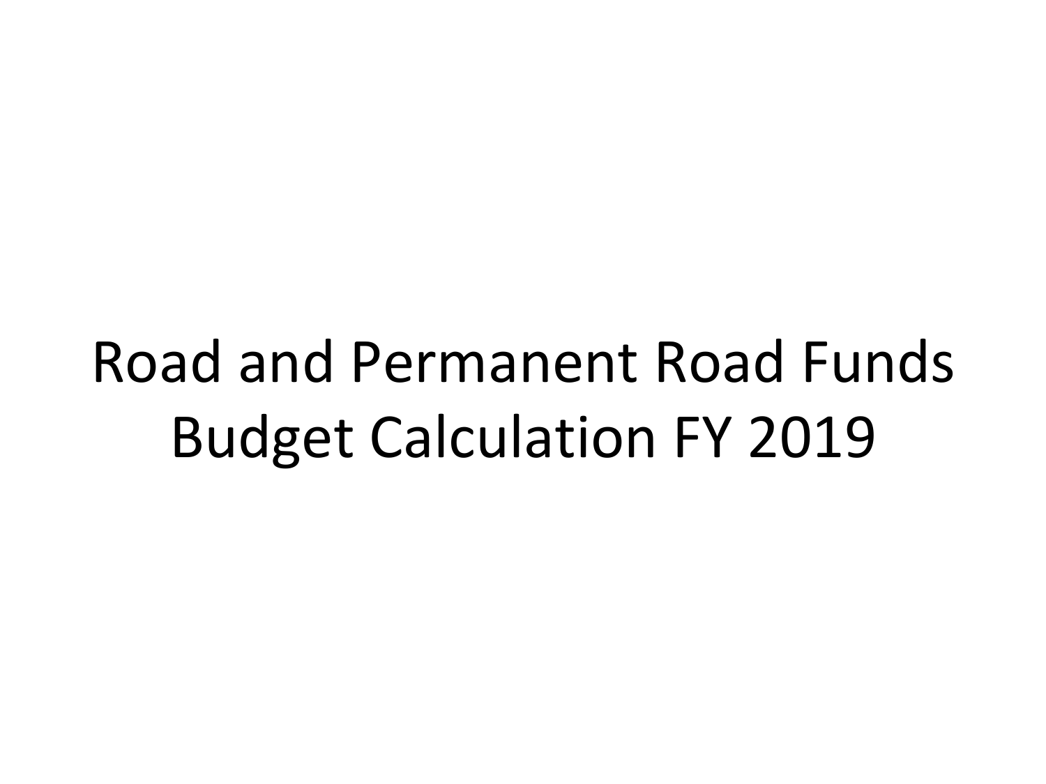# Road and Permanent Road Funds Budget Calculation FY 2019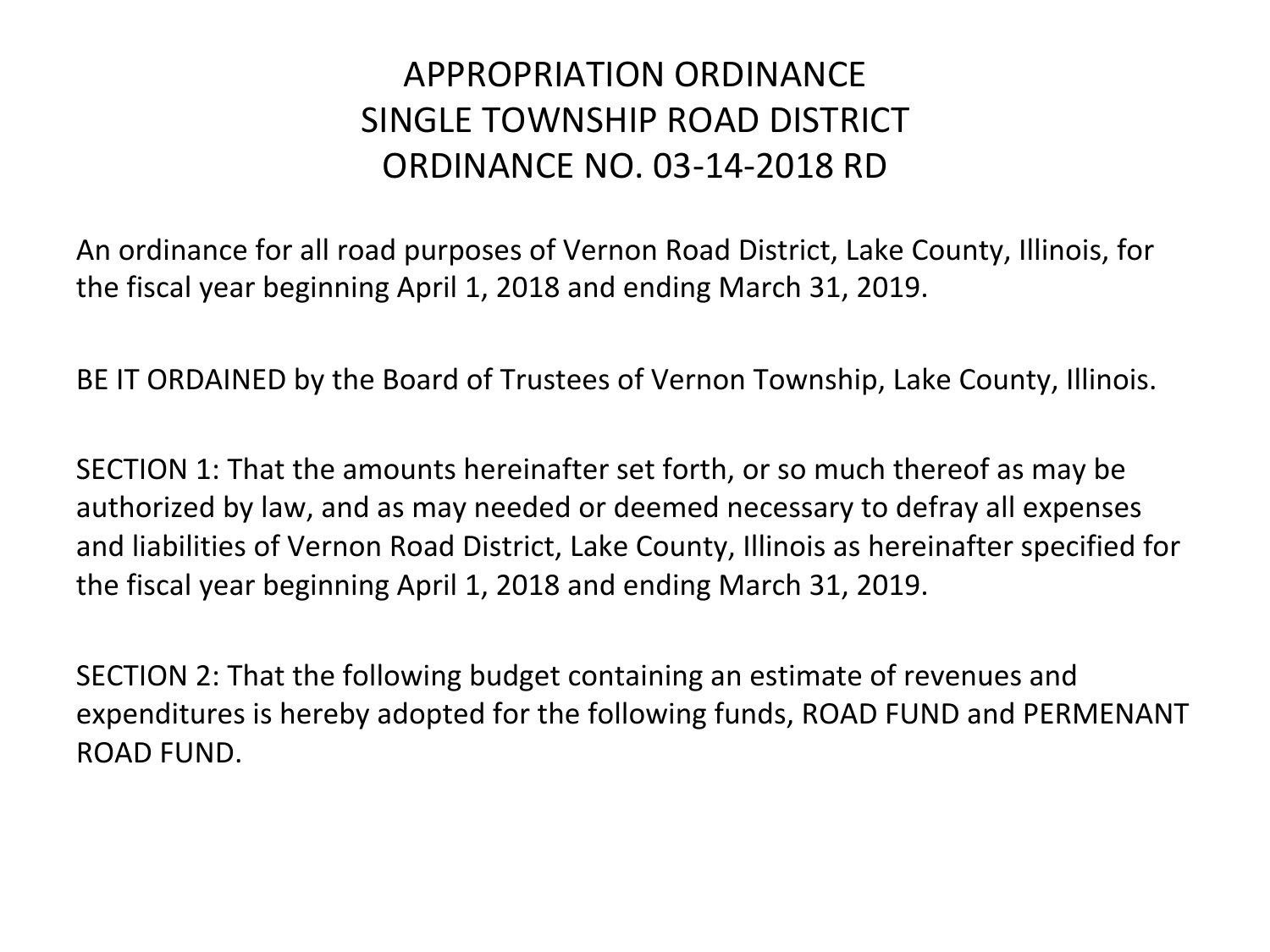# APPROPRIATION ORDINANCE
# SINGLE TOWNSHIP ROAD DISTRICT
# ORDINANCE NO. 03-14-2018 RD

An ordinance for all road purposes of Vernon Road District, Lake County, Illinois, for the fiscal year beginning April 1, 2018 and ending March 31, 2019.

BE IT ORDAINED by the Board of Trustees of Vernon Township, Lake County, Illinois.

SECTION 1: That the amounts hereinafter set forth, or so much thereof as may be authorized by law, and as may needed or deemed necessary to defray all expenses and liabilities of Vernon Road District, Lake County, Illinois as hereinafter specified for the fiscal year beginning April 1, 2018 and ending March 31, 2019.

SECTION 2: That the following budget containing an estimate of revenues and expenditures is hereby adopted for the following funds, ROAD FUND and PERMENANT ROAD FUND.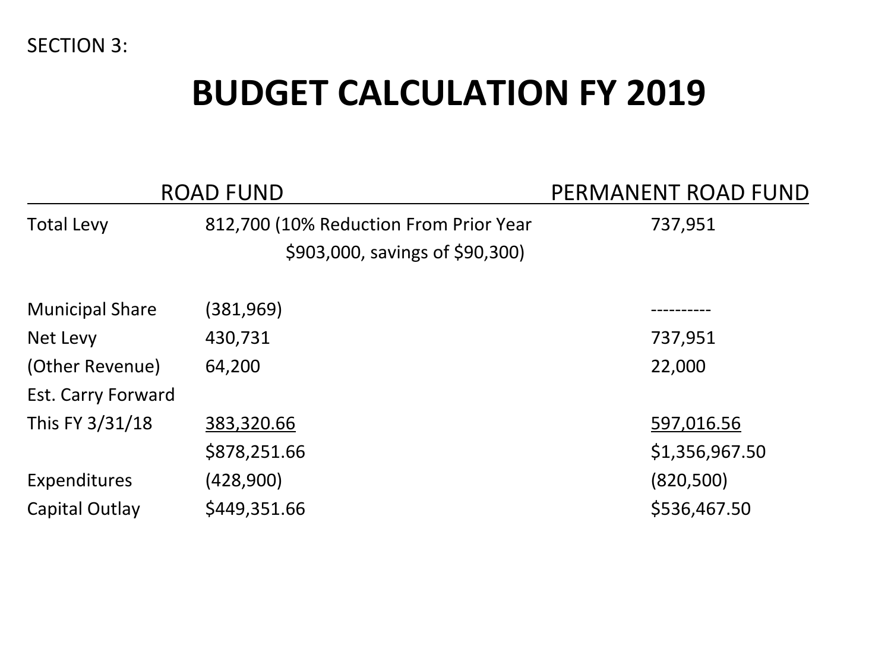SECTION 3:

# BUDGET CALCULATION FY 2019

| | ROAD FUND | PERMANENT ROAD FUND |
|---|---|---|
| Total Levy | 812,700 (10% Reduction From Prior Year $903,000, savings of $90,300) | 737,951 |
| Municipal Share | (381,969) | ---------- |
| Net Levy | 430,731 | 737,951 |
| (Other Revenue) | 64,200 | 22,000 |
| Est. Carry Forward This FY 3/31/18 | 383,320.66 | 597,016.56 |
| | $878,251.66 | $1,356,967.50 |
| Expenditures | (428,900) | (820,500) |
| Capital Outlay | $449,351.66 | $536,467.50 |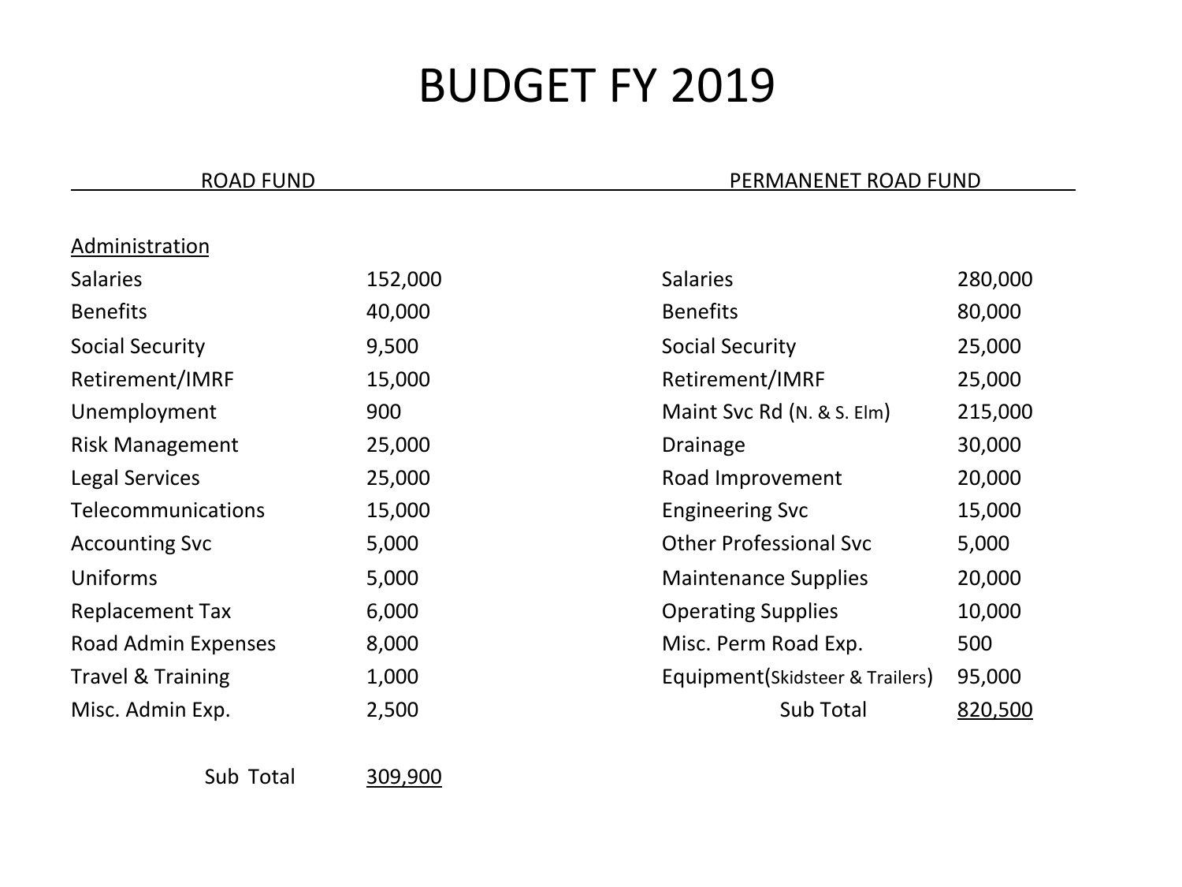# BUDGET FY 2019

| ROAD FUND | | PERMANENET ROAD FUND | |
|---|---|---|---|
| Administration | | | |
| Salaries | 152,000 | Salaries | 280,000 |
| Benefits | 40,000 | Benefits | 80,000 |
| Social Security | 9,500 | Social Security | 25,000 |
| Retirement/IMRF | 15,000 | Retirement/IMRF | 25,000 |
| Unemployment | 900 | Maint Svc Rd (N. & S. Elm) | 215,000 |
| Risk Management | 25,000 | Drainage | 30,000 |
| Legal Services | 25,000 | Road Improvement | 20,000 |
| Telecommunications | 15,000 | Engineering Svc | 15,000 |
| Accounting Svc | 5,000 | Other Professional Svc | 5,000 |
| Uniforms | 5,000 | Maintenance Supplies | 20,000 |
| Replacement Tax | 6,000 | Operating Supplies | 10,000 |
| Road Admin Expenses | 8,000 | Misc. Perm Road Exp. | 500 |
| Travel & Training | 1,000 | Equipment(Skidsteer & Trailers) | 95,000 |
| Misc. Admin Exp. | 2,500 | Sub Total | 820,500 |
| Sub Total | 309,900 | | |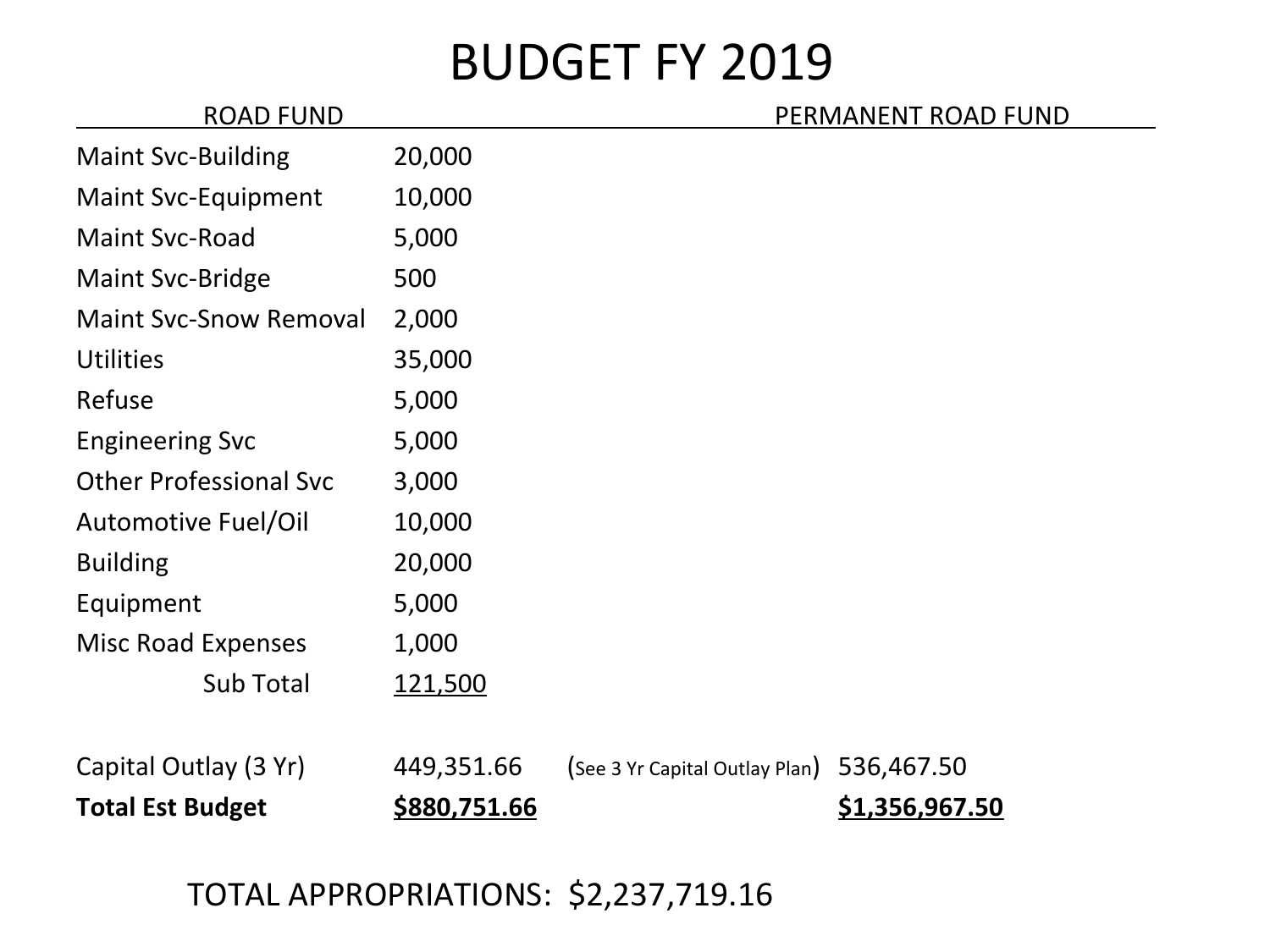# BUDGET FY 2019

| ROAD FUND | | | PERMANENT ROAD FUND |
|---|---|---|---|
| Maint Svc-Building | 20,000 | | |
| Maint Svc-Equipment | 10,000 | | |
| Maint Svc-Road | 5,000 | | |
| Maint Svc-Bridge | 500 | | |
| Maint Svc-Snow Removal | 2,000 | | |
| Utilities | 35,000 | | |
| Refuse | 5,000 | | |
| Engineering Svc | 5,000 | | |
| Other Professional Svc | 3,000 | | |
| Automotive Fuel/Oil | 10,000 | | |
| Building | 20,000 | | |
| Equipment | 5,000 | | |
| Misc Road Expenses | 1,000 | | |
| Sub Total | 121,500 | | |
| | | | |
| Capital Outlay (3 Yr) | 449,351.66 | (See 3 Yr Capital Outlay Plan) | 536,467.50 |
| **Total Est Budget** | **$880,751.66** | | **$1,356,967.50** |

TOTAL APPROPRIATIONS: $2,237,719.16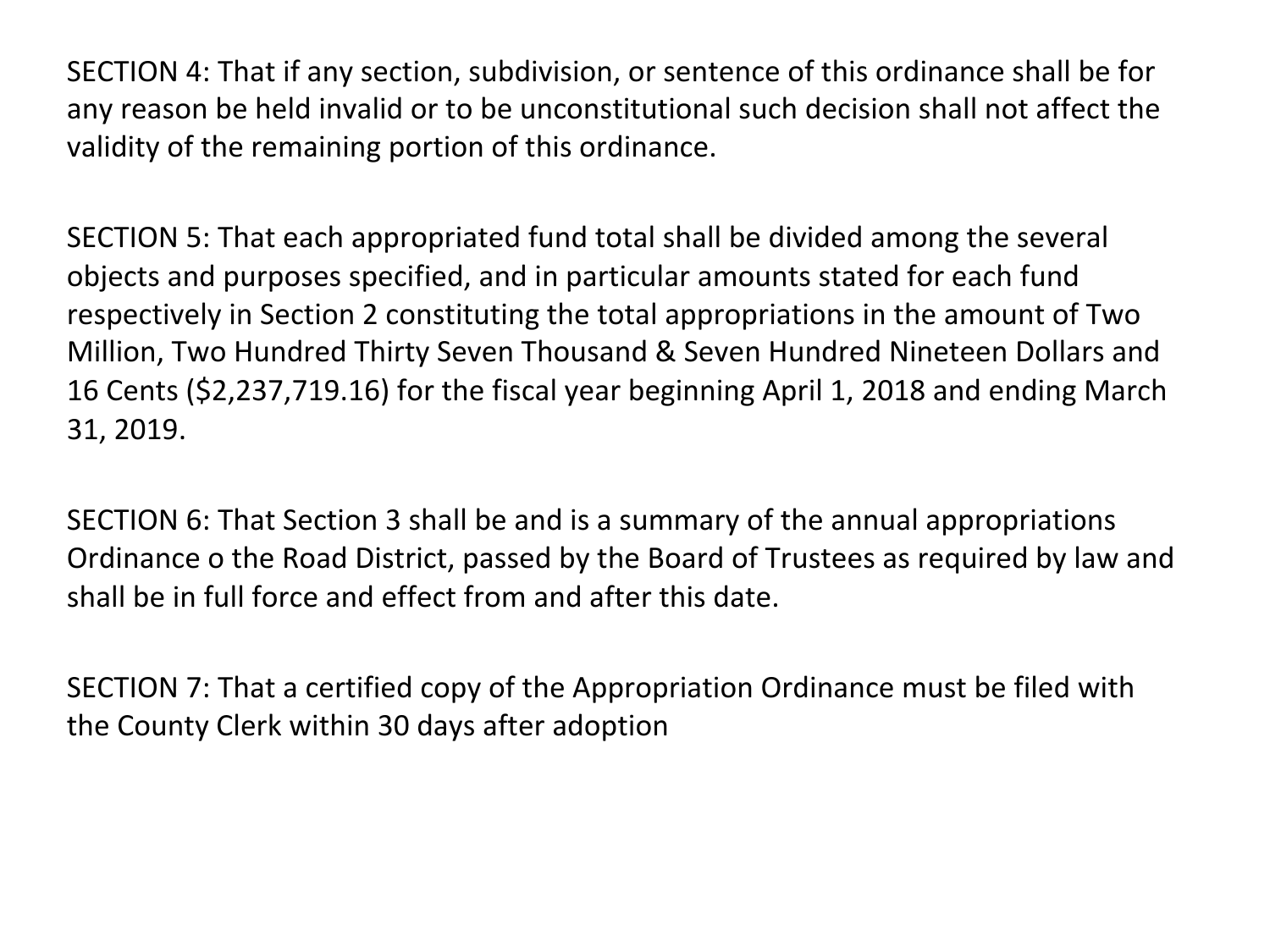SECTION 4: That if any section, subdivision, or sentence of this ordinance shall be for any reason be held invalid or to be unconstitutional such decision shall not affect the validity of the remaining portion of this ordinance.

SECTION 5: That each appropriated fund total shall be divided among the several objects and purposes specified, and in particular amounts stated for each fund respectively in Section 2 constituting the total appropriations in the amount of Two Million, Two Hundred Thirty Seven Thousand & Seven Hundred Nineteen Dollars and 16 Cents ($2,237,719.16) for the fiscal year beginning April 1, 2018 and ending March 31, 2019.

SECTION 6: That Section 3 shall be and is a summary of the annual appropriations Ordinance o the Road District, passed by the Board of Trustees as required by law and shall be in full force and effect from and after this date.

SECTION 7: That a certified copy of the Appropriation Ordinance must be filed with the County Clerk within 30 days after adoption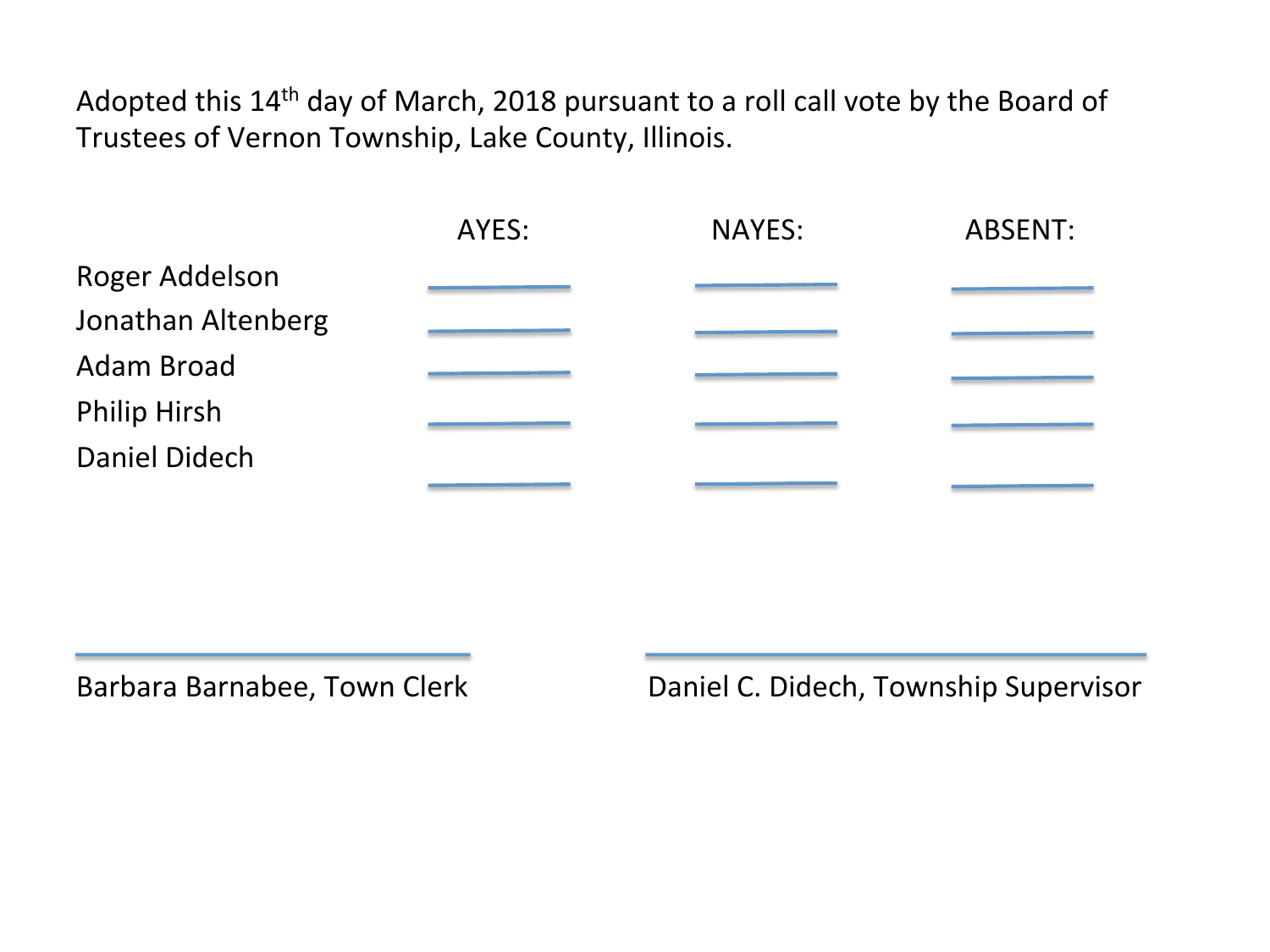Adopted this 14th day of March, 2018 pursuant to a roll call vote by the Board of Trustees of Vernon Township, Lake County, Illinois.

| | AYES: | NAYES: | ABSENT: |
| --- | --- | --- | --- |
| Roger Addelson | ________ | ________ | ________ |
| Jonathan Altenberg | ________ | ________ | ________ |
| Adam Broad | ________ | ________ | ________ |
| Philip Hirsh | ________ | ________ | ________ |
| Daniel Didech | ________ | ________ | ________ |

________________________
Barbara Barnabee, Town Clerk

________________________
Daniel C. Didech, Township Supervisor